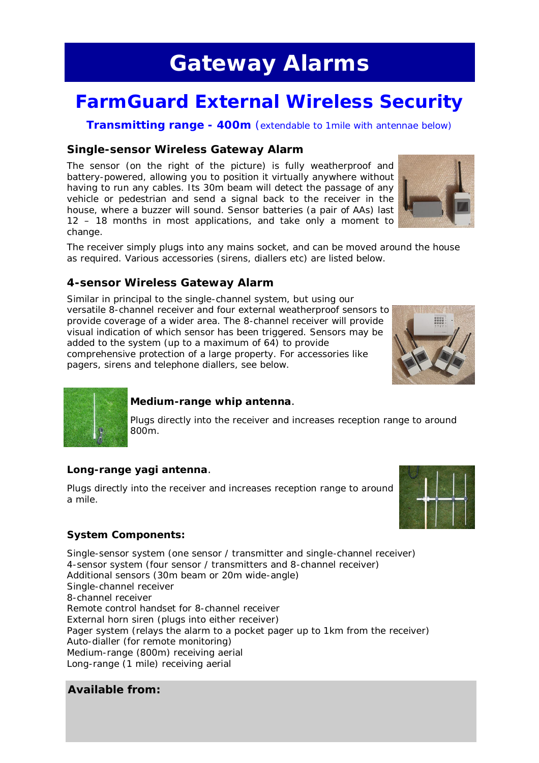# Gateway Alarms

## FarmGuard External Wireless Security

**Transmitting range - 400m** (extendable to 1mile with antennae below)

### Single-sensor Wireless Gateway Alarm

The sensor (on the right of the picture) is fully weatherproof and battery-powered, allowing you to position it virtually anywhere without having to run any cables. Its 30m beam will detect the passage of any vehicle or pedestrian and send a signal back to the receiver in the house, where a buzzer will sound. Sensor batteries (a pair of AAs) last 12 – 18 months in most applications, and take only a moment to change.

The receiver simply plugs into any mains socket, and can be moved around the house as required. Various accessories (sirens, diallers etc) are listed below.

### 4-sensor Wireless Gateway Alarm

Similar in principal to the single-channel system, but using our versatile 8-channel receiver and four external weatherproof sensors to provide coverage of a wider area. The 8-channel receiver will provide visual indication of which sensor has been triggered. Sensors may be added to the system (up to a maximum of 64) to provide comprehensive protection of a large property. For accessories like pagers, sirens and telephone diallers, see below.

**Medium-range whip antenna**.

Plugs directly into the receiver and increases reception range to around 800m.

**Long-range yagi antenna**.

Plugs directly into the receiver and increases reception range to around a mile.

### System Components:

Single-sensor system (one sensor / transmitter and single-channel receiver)
4-sensor system (four sensor / transmitters and 8-channel receiver)
Additional sensors (30m beam or 20m wide-angle)
Single-channel receiver
8-channel receiver
Remote control handset for 8-channel receiver
External horn siren (plugs into either receiver)
Pager system (relays the alarm to a pocket pager up to 1km from the receiver)
Auto-dialler (for remote monitoring)
Medium-range (800m) receiving aerial
Long-range (1 mile) receiving aerial

**Available from:**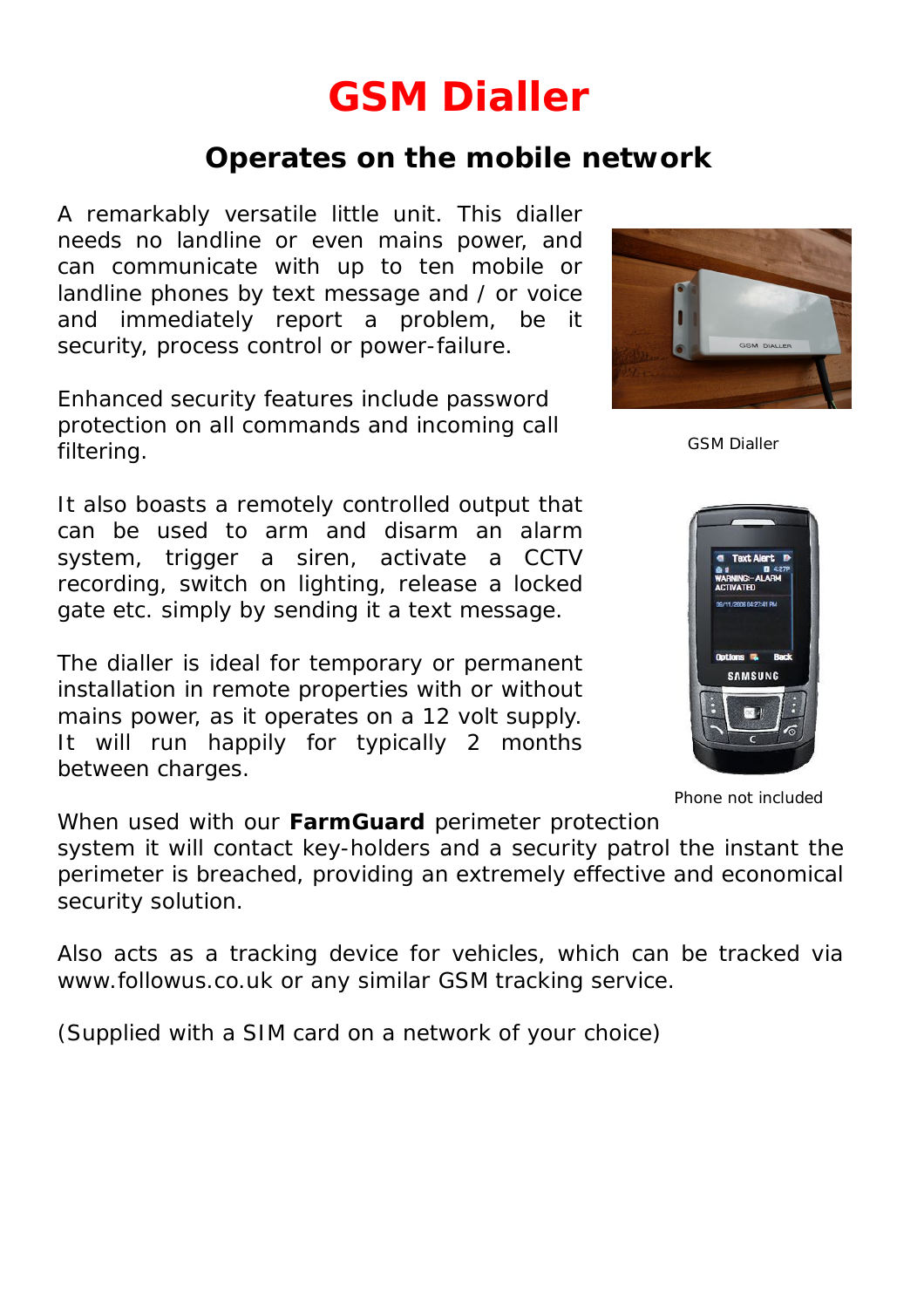# GSM Dialler

## Operates on the mobile network

A remarkably versatile little unit. This dialler needs no landline or even mains power, and can communicate with up to ten mobile or landline phones by text message and / or voice and immediately report a problem, be it security, process control or power-failure.

GSM Dialler

Enhanced security features include password protection on all commands and incoming call filtering.

It also boasts a remotely controlled output that can be used to arm and disarm an alarm system, trigger a siren, activate a CCTV recording, switch on lighting, release a locked gate etc. simply by sending it a text message.

The dialler is ideal for temporary or permanent installation in remote properties with or without mains power, as it operates on a 12 volt supply. It will run happily for typically 2 months between charges.

Phone not included

When used with our **FarmGuard** perimeter protection system it will contact key-holders and a security patrol the instant the perimeter is breached, providing an extremely effective and economical security solution.

Also acts as a tracking device for vehicles, which can be tracked via www.followus.co.uk or any similar GSM tracking service.

(Supplied with a SIM card on a network of your choice)